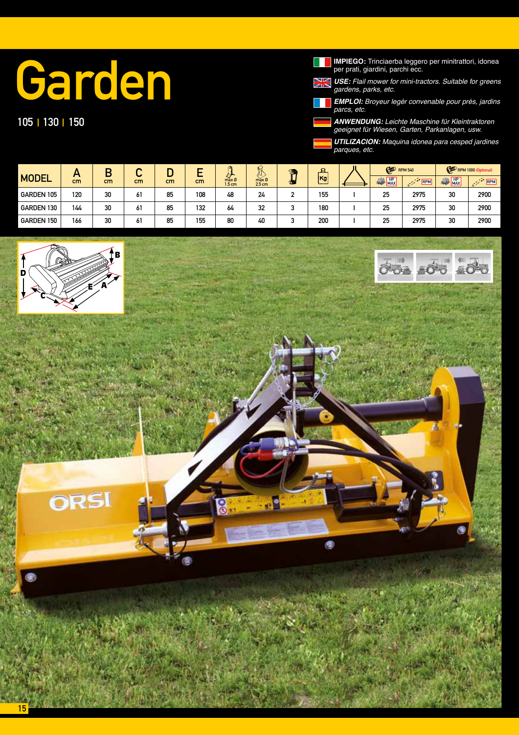# Garden

## 105 | 130 | 150

**IMPIEGO:** Trinciaerba leggero per minitrattori, idonea per prati, giardini, parchi ecc.

***USE:*** *Flail mower for mini-tractors. Suitable for greens gardens, parks, etc.*

***EMPLOI:*** *Broyeur legér convenable pour prés, jardins parcs, etc.*

***ANWENDUNG:*** *Leichte Maschine für Kleintraktoren geeignet für Wiesen, Garten, Parkanlagen, usw.*

***UTILIZACION:*** *Maquina idonea para cesped jardines parques, etc.*

| MODEL | A cm | B cm | C cm | D cm | E cm | max Ø 1.5 cm | max Ø 2.5 cm | | Kg | | RPM 540 | | RPM 1000 (Optional) | |
|---|---|---|---|---|---|---|---|---|---|---|---|---|---|---|
| | | | | | | | | | | | HP MAX | RPM | HP MAX | RPM |
| GARDEN 105 | 120 | 30 | 61 | 85 | 108 | 48 | 24 | 2 | 155 | I | 25 | 2975 | 30 | 2900 |
| GARDEN 130 | 144 | 30 | 61 | 85 | 132 | 64 | 32 | 3 | 180 | I | 25 | 2975 | 30 | 2900 |
| GARDEN 150 | 166 | 30 | 61 | 85 | 155 | 80 | 40 | 3 | 200 | I | 25 | 2975 | 30 | 2900 |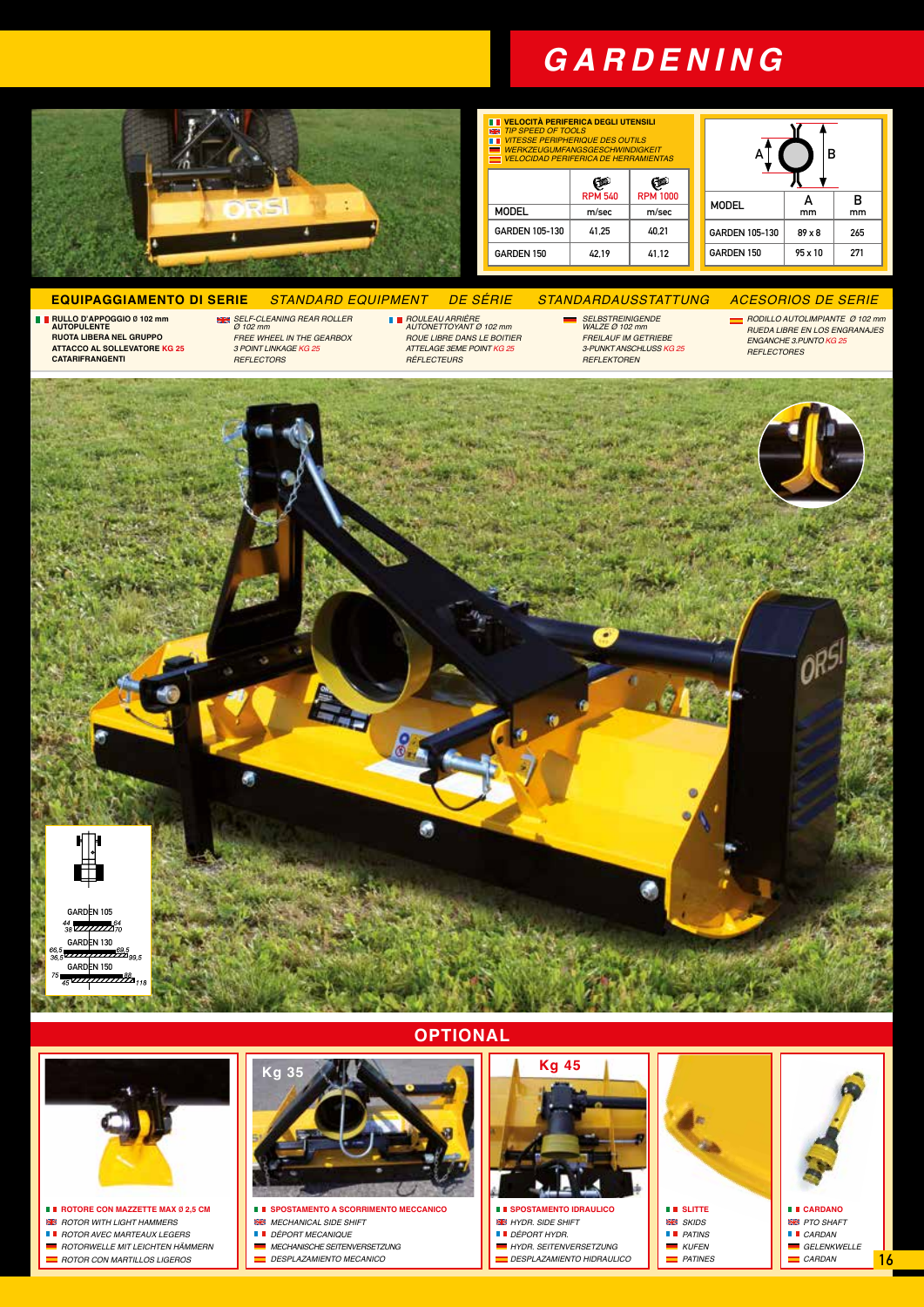# GARDENING

**VELOCITÀ PERIFERICA DEGLI UTENSILI**
*TIP SPEED OF TOOLS*
*VITESSE PERIPHERIQUE DES OUTILS*
*WERKZEUGUMFANGSGESCHWINDIGKEIT*
*VELOCIDAD PERIFERICA DE HERRAMIENTAS*

| MODEL | RPM 540 m/sec | RPM 1000 m/sec |
|---|---|---|
| GARDEN 105-130 | 41,25 | 40,21 |
| GARDEN 150 | 42,19 | 41,12 |

| MODEL | A mm | B mm |
|---|---|---|
| GARDEN 105-130 | 89 x 8 | 265 |
| GARDEN 150 | 95 x 10 | 271 |

## EQUIPAGGIAMENTO DI SERIE — *STANDARD EQUIPMENT* — *DE SÉRIE* — *STANDARDAUSSTATTUNG* — *ACESORIOS DE SERIE*

**RULLO D'APPOGGIO Ø 102 mm AUTOPULENTE**
**RUOTA LIBERA NEL GRUPPO**
**ATTACCO AL SOLLEVATORE KG 25**
**CATARIFRANGENTI**

*SELF-CLEANING REAR ROLLER Ø 102 mm*
*FREE WHEEL IN THE GEARBOX*
*3 POINT LINKAGE KG 25*
*REFLECTORS*

*ROULEAU ARRIÈRE AUTONETTOYANT Ø 102 mm*
*ROUE LIBRE DANS LE BOITIER*
*ATTELAGE 3EME POINT KG 25*
*RÉFLECTEURS*

*SELBSTREINIGENDE WALZE Ø 102 mm*
*FREILAUF IM GETRIEBE*
*3-PUNKT ANSCHLUSS KG 25*
*REFLEKTOREN*

*RODILLO AUTOLIMPIANTE Ø 102 mm*
*RUEDA LIBRE EN LOS ENGRANAJES*
*ENGANCHE 3.PUNTO KG 25*
*REFLECTORES*

GARDEN 105
44 64
38 70

GARDEN 130
66,5 69,5
36,5 99,5

GARDEN 150
75 88
45 118

## OPTIONAL

**ROTORE CON MAZZETTE MAX Ø 2,5 CM**
*ROTOR WITH LIGHT HAMMERS*
*ROTOR AVEC MARTEAUX LEGERS*
*ROTORWELLE MIT LEICHTEN HÄMMERN*
*ROTOR CON MARTILLOS LIGEROS*

Kg 35
**SPOSTAMENTO A SCORRIMENTO MECCANICO**
*MECHANICAL SIDE SHIFT*
*DÉPORT MECANIQUE*
*MECHANISCHE SEITENVERSETZUNG*
*DESPLAZAMIENTO MECANICO*

Kg 45
**SPOSTAMENTO IDRAULICO**
*HYDR. SIDE SHIFT*
*DÉPORT HYDR.*
*HYDR. SEITENVERSETZUNG*
*DESPLAZAMIENTO HIDRAULICO*

**SLITTE**
*SKIDS*
*PATINS*
*KUFEN*
*PATINES*

**CARDANO**
*PTO SHAFT*
*CARDAN*
*GELENKWELLE*
*CARDAN*